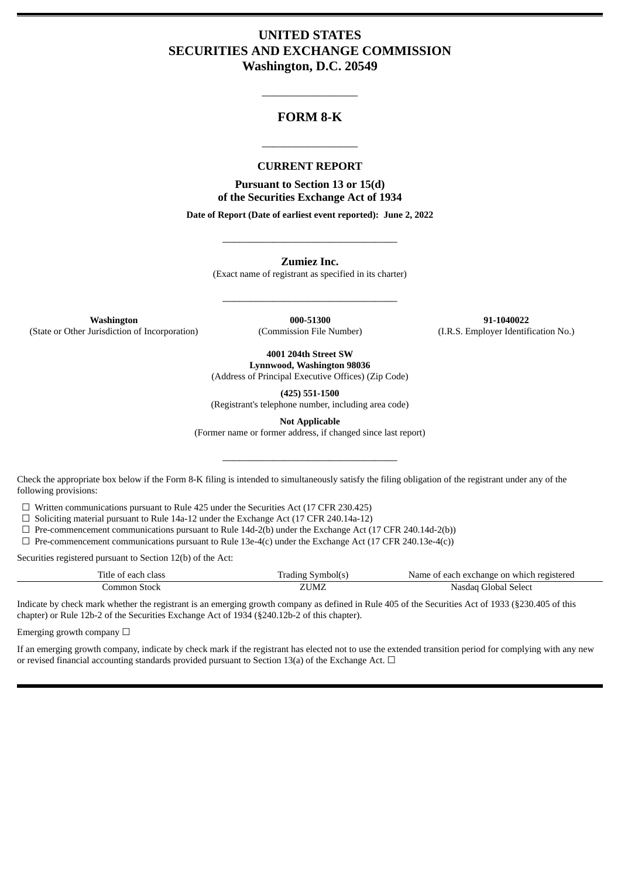# UNITED STATES
# SECURITIES AND EXCHANGE COMMISSION
## Washington, D.C. 20549

---

# FORM 8-K

---

### CURRENT REPORT

**Pursuant to Section 13 or 15(d)**
**of the Securities Exchange Act of 1934**

**Date of Report (Date of earliest event reported): June 2, 2022**

---

**Zumiez Inc.**
(Exact name of registrant as specified in its charter)

---

| **Washington** | **000-51300** | **91-1040022** |
|---|---|---|
| (State or Other Jurisdiction of Incorporation) | (Commission File Number) | (I.R.S. Employer Identification No.) |

**4001 204th Street SW**
**Lynnwood, Washington 98036**
(Address of Principal Executive Offices) (Zip Code)

**(425) 551-1500**
(Registrant's telephone number, including area code)

**Not Applicable**
(Former name or former address, if changed since last report)

---

Check the appropriate box below if the Form 8-K filing is intended to simultaneously satisfy the filing obligation of the registrant under any of the following provisions:

☐ Written communications pursuant to Rule 425 under the Securities Act (17 CFR 230.425)
☐ Soliciting material pursuant to Rule 14a-12 under the Exchange Act (17 CFR 240.14a-12)
☐ Pre-commencement communications pursuant to Rule 14d-2(b) under the Exchange Act (17 CFR 240.14d-2(b))
☐ Pre-commencement communications pursuant to Rule 13e-4(c) under the Exchange Act (17 CFR 240.13e-4(c))

Securities registered pursuant to Section 12(b) of the Act:

| Title of each class | Trading Symbol(s) | Name of each exchange on which registered |
|---|---|---|
| Common Stock | ZUMZ | Nasdaq Global Select |

Indicate by check mark whether the registrant is an emerging growth company as defined in Rule 405 of the Securities Act of 1933 (§230.405 of this chapter) or Rule 12b-2 of the Securities Exchange Act of 1934 (§240.12b-2 of this chapter).

Emerging growth company ☐

If an emerging growth company, indicate by check mark if the registrant has elected not to use the extended transition period for complying with any new or revised financial accounting standards provided pursuant to Section 13(a) of the Exchange Act. ☐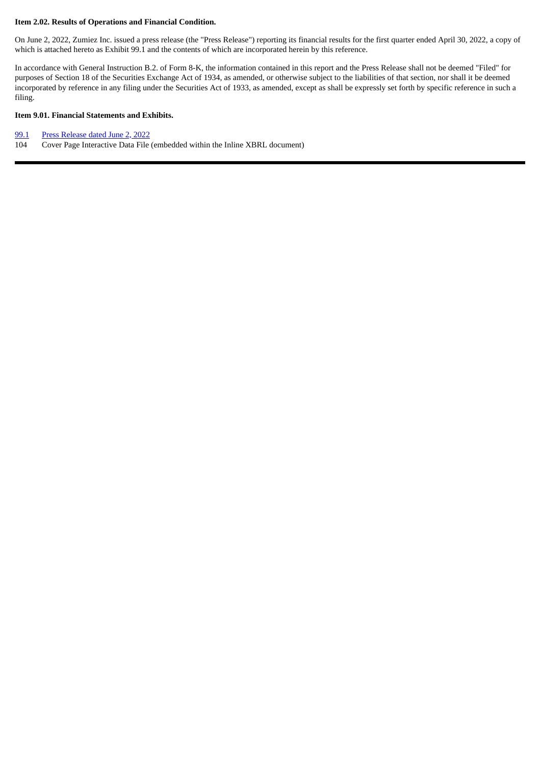**Item 2.02. Results of Operations and Financial Condition.**

On June 2, 2022, Zumiez Inc. issued a press release (the "Press Release") reporting its financial results for the first quarter ended April 30, 2022, a copy of which is attached hereto as Exhibit 99.1 and the contents of which are incorporated herein by this reference.

In accordance with General Instruction B.2. of Form 8-K, the information contained in this report and the Press Release shall not be deemed "Filed" for purposes of Section 18 of the Securities Exchange Act of 1934, as amended, or otherwise subject to the liabilities of that section, nor shall it be deemed incorporated by reference in any filing under the Securities Act of 1933, as amended, except as shall be expressly set forth by specific reference in such a filing.

**Item 9.01. Financial Statements and Exhibits.**

99.1 Press Release dated June 2, 2022
104 Cover Page Interactive Data File (embedded within the Inline XBRL document)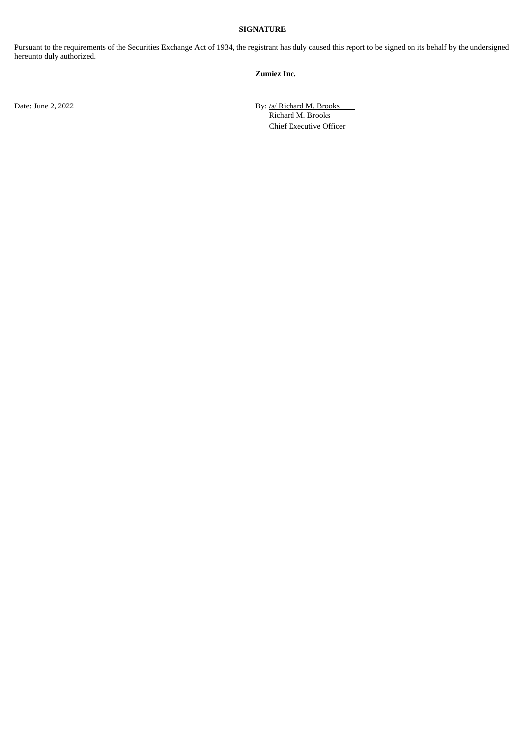**SIGNATURE**

Pursuant to the requirements of the Securities Exchange Act of 1934, the registrant has duly caused this report to be signed on its behalf by the undersigned hereunto duly authorized.

**Zumiez Inc.**

Date: June 2, 2022

By: /s/ Richard M. Brooks
Richard M. Brooks
Chief Executive Officer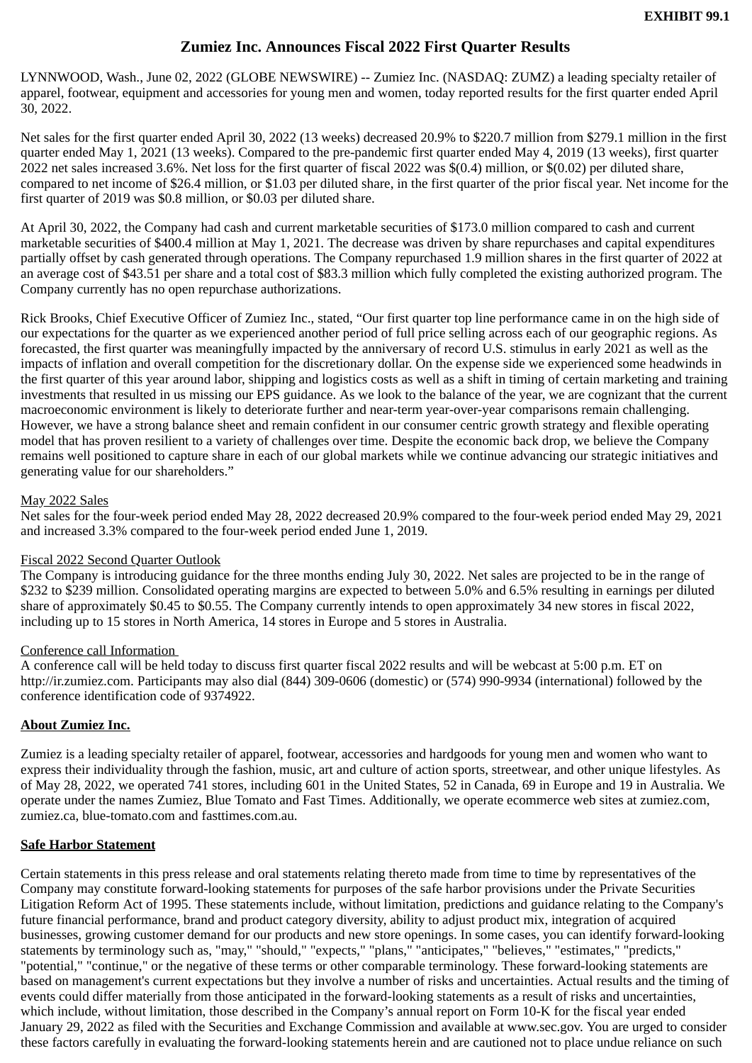**EXHIBIT 99.1**

# Zumiez Inc. Announces Fiscal 2022 First Quarter Results

LYNNWOOD, Wash., June 02, 2022 (GLOBE NEWSWIRE) -- Zumiez Inc. (NASDAQ: ZUMZ) a leading specialty retailer of apparel, footwear, equipment and accessories for young men and women, today reported results for the first quarter ended April 30, 2022.

Net sales for the first quarter ended April 30, 2022 (13 weeks) decreased 20.9% to $220.7 million from $279.1 million in the first quarter ended May 1, 2021 (13 weeks). Compared to the pre-pandemic first quarter ended May 4, 2019 (13 weeks), first quarter 2022 net sales increased 3.6%. Net loss for the first quarter of fiscal 2022 was $(0.4) million, or $(0.02) per diluted share, compared to net income of $26.4 million, or $1.03 per diluted share, in the first quarter of the prior fiscal year. Net income for the first quarter of 2019 was $0.8 million, or $0.03 per diluted share.

At April 30, 2022, the Company had cash and current marketable securities of $173.0 million compared to cash and current marketable securities of $400.4 million at May 1, 2021. The decrease was driven by share repurchases and capital expenditures partially offset by cash generated through operations. The Company repurchased 1.9 million shares in the first quarter of 2022 at an average cost of $43.51 per share and a total cost of $83.3 million which fully completed the existing authorized program. The Company currently has no open repurchase authorizations.

Rick Brooks, Chief Executive Officer of Zumiez Inc., stated, "Our first quarter top line performance came in on the high side of our expectations for the quarter as we experienced another period of full price selling across each of our geographic regions. As forecasted, the first quarter was meaningfully impacted by the anniversary of record U.S. stimulus in early 2021 as well as the impacts of inflation and overall competition for the discretionary dollar. On the expense side we experienced some headwinds in the first quarter of this year around labor, shipping and logistics costs as well as a shift in timing of certain marketing and training investments that resulted in us missing our EPS guidance. As we look to the balance of the year, we are cognizant that the current macroeconomic environment is likely to deteriorate further and near-term year-over-year comparisons remain challenging. However, we have a strong balance sheet and remain confident in our consumer centric growth strategy and flexible operating model that has proven resilient to a variety of challenges over time. Despite the economic back drop, we believe the Company remains well positioned to capture share in each of our global markets while we continue advancing our strategic initiatives and generating value for our shareholders."

May 2022 Sales

Net sales for the four-week period ended May 28, 2022 decreased 20.9% compared to the four-week period ended May 29, 2021 and increased 3.3% compared to the four-week period ended June 1, 2019.

Fiscal 2022 Second Quarter Outlook

The Company is introducing guidance for the three months ending July 30, 2022. Net sales are projected to be in the range of $232 to $239 million. Consolidated operating margins are expected to between 5.0% and 6.5% resulting in earnings per diluted share of approximately $0.45 to $0.55. The Company currently intends to open approximately 34 new stores in fiscal 2022, including up to 15 stores in North America, 14 stores in Europe and 5 stores in Australia.

Conference call Information

A conference call will be held today to discuss first quarter fiscal 2022 results and will be webcast at 5:00 p.m. ET on http://ir.zumiez.com. Participants may also dial (844) 309-0606 (domestic) or (574) 990-9934 (international) followed by the conference identification code of 9374922.

**About Zumiez Inc.**

Zumiez is a leading specialty retailer of apparel, footwear, accessories and hardgoods for young men and women who want to express their individuality through the fashion, music, art and culture of action sports, streetwear, and other unique lifestyles. As of May 28, 2022, we operated 741 stores, including 601 in the United States, 52 in Canada, 69 in Europe and 19 in Australia. We operate under the names Zumiez, Blue Tomato and Fast Times. Additionally, we operate ecommerce web sites at zumiez.com, zumiez.ca, blue-tomato.com and fasttimes.com.au.

**Safe Harbor Statement**

Certain statements in this press release and oral statements relating thereto made from time to time by representatives of the Company may constitute forward-looking statements for purposes of the safe harbor provisions under the Private Securities Litigation Reform Act of 1995. These statements include, without limitation, predictions and guidance relating to the Company's future financial performance, brand and product category diversity, ability to adjust product mix, integration of acquired businesses, growing customer demand for our products and new store openings. In some cases, you can identify forward-looking statements by terminology such as, "may," "should," "expects," "plans," "anticipates," "believes," "estimates," "predicts," "potential," "continue," or the negative of these terms or other comparable terminology. These forward-looking statements are based on management's current expectations but they involve a number of risks and uncertainties. Actual results and the timing of events could differ materially from those anticipated in the forward-looking statements as a result of risks and uncertainties, which include, without limitation, those described in the Company's annual report on Form 10-K for the fiscal year ended January 29, 2022 as filed with the Securities and Exchange Commission and available at www.sec.gov. You are urged to consider these factors carefully in evaluating the forward-looking statements herein and are cautioned not to place undue reliance on such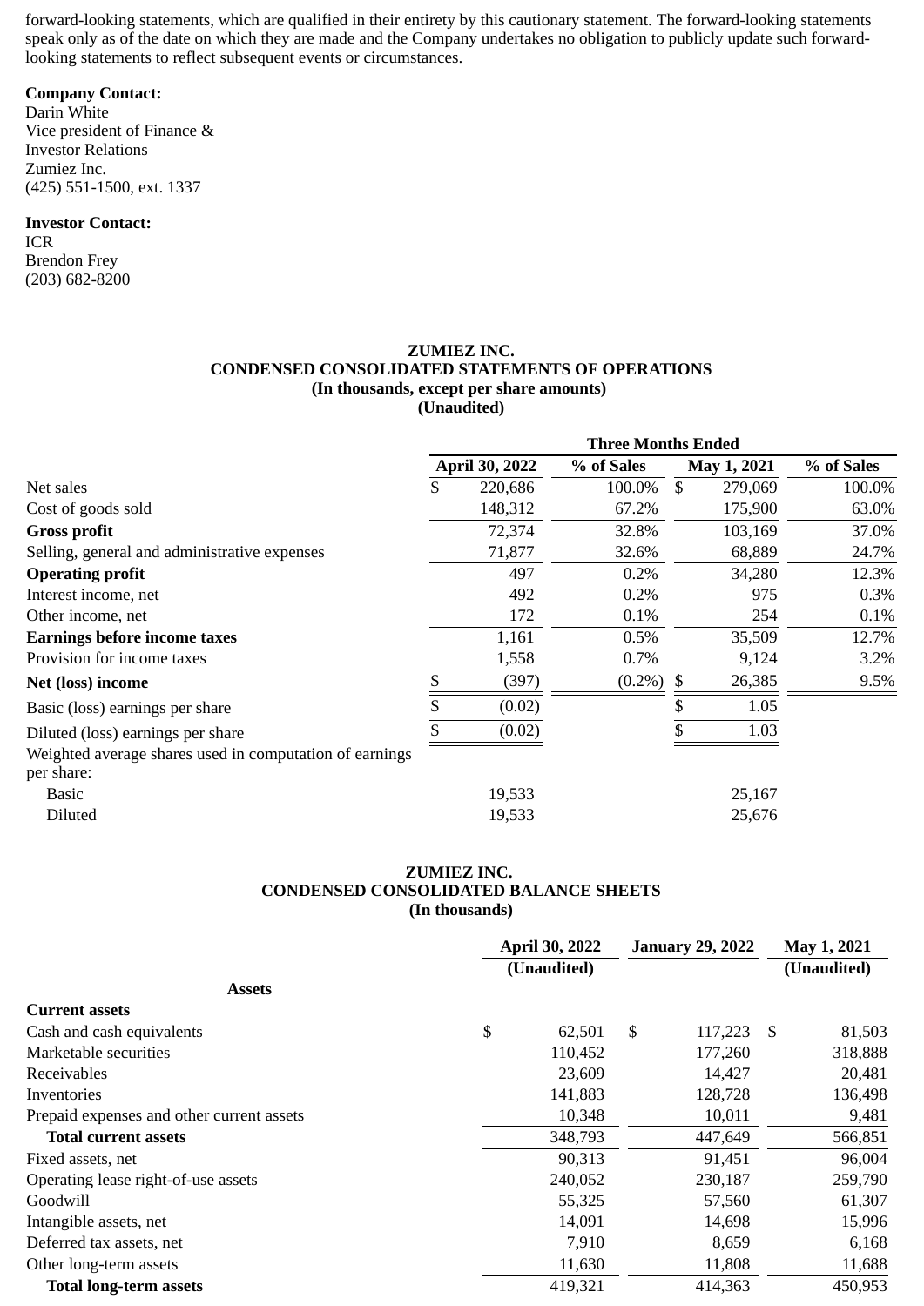forward-looking statements, which are qualified in their entirety by this cautionary statement. The forward-looking statements speak only as of the date on which they are made and the Company undertakes no obligation to publicly update such forward-looking statements to reflect subsequent events or circumstances.

**Company Contact:**
Darin White
Vice president of Finance &
Investor Relations
Zumiez Inc.
(425) 551-1500, ext. 1337

**Investor Contact:**
ICR
Brendon Frey
(203) 682-8200

**ZUMIEZ INC.**
**CONDENSED CONSOLIDATED STATEMENTS OF OPERATIONS**
**(In thousands, except per share amounts)**
**(Unaudited)**

| | Three Months Ended | | | |
|---|---|---|---|---|
| | April 30, 2022 | % of Sales | May 1, 2021 | % of Sales |
| Net sales | $ 220,686 | 100.0% | $ 279,069 | 100.0% |
| Cost of goods sold | 148,312 | 67.2% | 175,900 | 63.0% |
| **Gross profit** | 72,374 | 32.8% | 103,169 | 37.0% |
| Selling, general and administrative expenses | 71,877 | 32.6% | 68,889 | 24.7% |
| **Operating profit** | 497 | 0.2% | 34,280 | 12.3% |
| Interest income, net | 492 | 0.2% | 975 | 0.3% |
| Other income, net | 172 | 0.1% | 254 | 0.1% |
| **Earnings before income taxes** | 1,161 | 0.5% | 35,509 | 12.7% |
| Provision for income taxes | 1,558 | 0.7% | 9,124 | 3.2% |
| **Net (loss) income** | $ (397) | (0.2%) | $ 26,385 | 9.5% |
| Basic (loss) earnings per share | $ (0.02) | | $ 1.05 | |
| Diluted (loss) earnings per share | $ (0.02) | | $ 1.03 | |
| Weighted average shares used in computation of earnings per share: | | | | |
| Basic | 19,533 | | 25,167 | |
| Diluted | 19,533 | | 25,676 | |

**ZUMIEZ INC.**
**CONDENSED CONSOLIDATED BALANCE SHEETS**
**(In thousands)**

| | April 30, 2022 (Unaudited) | January 29, 2022 | May 1, 2021 (Unaudited) |
|---|---|---|---|
| **Assets** | | | |
| **Current assets** | | | |
| Cash and cash equivalents | $ 62,501 | $ 117,223 | $ 81,503 |
| Marketable securities | 110,452 | 177,260 | 318,888 |
| Receivables | 23,609 | 14,427 | 20,481 |
| Inventories | 141,883 | 128,728 | 136,498 |
| Prepaid expenses and other current assets | 10,348 | 10,011 | 9,481 |
| **Total current assets** | 348,793 | 447,649 | 566,851 |
| Fixed assets, net | 90,313 | 91,451 | 96,004 |
| Operating lease right-of-use assets | 240,052 | 230,187 | 259,790 |
| Goodwill | 55,325 | 57,560 | 61,307 |
| Intangible assets, net | 14,091 | 14,698 | 15,996 |
| Deferred tax assets, net | 7,910 | 8,659 | 6,168 |
| Other long-term assets | 11,630 | 11,808 | 11,688 |
| **Total long-term assets** | 419,321 | 414,363 | 450,953 |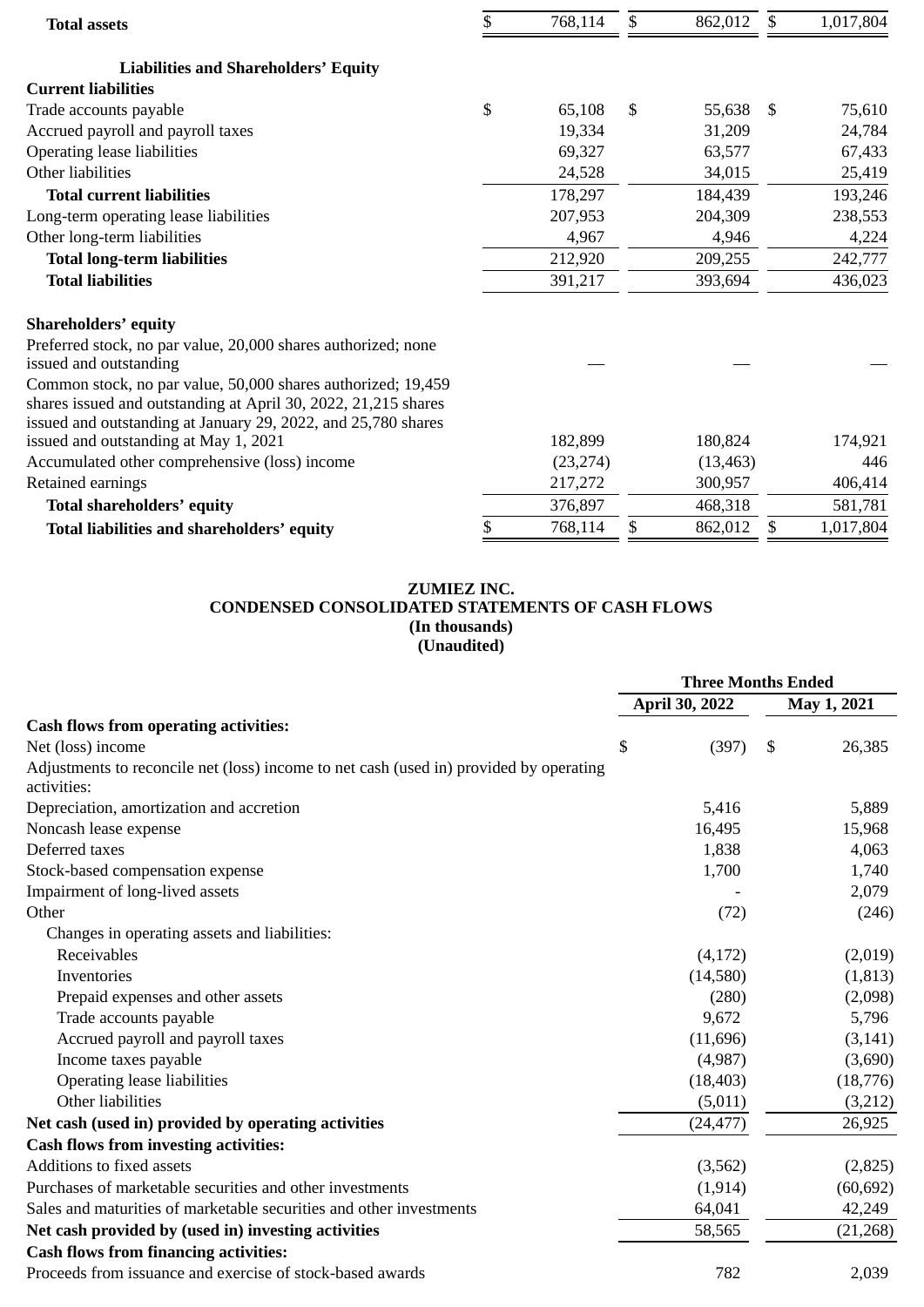| | | | |
|---|---|---|---|
| **Total assets** | $ 768,114 | $ 862,012 | $ 1,017,804 |
| **Liabilities and Shareholders' Equity** | | | |
| **Current liabilities** | | | |
| Trade accounts payable | $ 65,108 | $ 55,638 | $ 75,610 |
| Accrued payroll and payroll taxes | 19,334 | 31,209 | 24,784 |
| Operating lease liabilities | 69,327 | 63,577 | 67,433 |
| Other liabilities | 24,528 | 34,015 | 25,419 |
| **Total current liabilities** | 178,297 | 184,439 | 193,246 |
| Long-term operating lease liabilities | 207,953 | 204,309 | 238,553 |
| Other long-term liabilities | 4,967 | 4,946 | 4,224 |
| **Total long-term liabilities** | 212,920 | 209,255 | 242,777 |
| **Total liabilities** | 391,217 | 393,694 | 436,023 |
| **Shareholders' equity** | | | |
| Preferred stock, no par value, 20,000 shares authorized; none issued and outstanding | — | — | — |
| Common stock, no par value, 50,000 shares authorized; 19,459 shares issued and outstanding at April 30, 2022, 21,215 shares issued and outstanding at January 29, 2022, and 25,780 shares issued and outstanding at May 1, 2021 | 182,899 | 180,824 | 174,921 |
| Accumulated other comprehensive (loss) income | (23,274) | (13,463) | 446 |
| Retained earnings | 217,272 | 300,957 | 406,414 |
| **Total shareholders' equity** | 376,897 | 468,318 | 581,781 |
| **Total liabilities and shareholders' equity** | $ 768,114 | $ 862,012 | $ 1,017,804 |

**ZUMIEZ INC.**
**CONDENSED CONSOLIDATED STATEMENTS OF CASH FLOWS**
**(In thousands)**
**(Unaudited)**

| | Three Months Ended | |
|---|---|---|
| | **April 30, 2022** | **May 1, 2021** |
| **Cash flows from operating activities:** | | |
| Net (loss) income | $ (397) | $ 26,385 |
| Adjustments to reconcile net (loss) income to net cash (used in) provided by operating activities: | | |
| Depreciation, amortization and accretion | 5,416 | 5,889 |
| Noncash lease expense | 16,495 | 15,968 |
| Deferred taxes | 1,838 | 4,063 |
| Stock-based compensation expense | 1,700 | 1,740 |
| Impairment of long-lived assets | - | 2,079 |
| Other | (72) | (246) |
| Changes in operating assets and liabilities: | | |
| Receivables | (4,172) | (2,019) |
| Inventories | (14,580) | (1,813) |
| Prepaid expenses and other assets | (280) | (2,098) |
| Trade accounts payable | 9,672 | 5,796 |
| Accrued payroll and payroll taxes | (11,696) | (3,141) |
| Income taxes payable | (4,987) | (3,690) |
| Operating lease liabilities | (18,403) | (18,776) |
| Other liabilities | (5,011) | (3,212) |
| **Net cash (used in) provided by operating activities** | (24,477) | 26,925 |
| **Cash flows from investing activities:** | | |
| Additions to fixed assets | (3,562) | (2,825) |
| Purchases of marketable securities and other investments | (1,914) | (60,692) |
| Sales and maturities of marketable securities and other investments | 64,041 | 42,249 |
| **Net cash provided by (used in) investing activities** | 58,565 | (21,268) |
| **Cash flows from financing activities:** | | |
| Proceeds from issuance and exercise of stock-based awards | 782 | 2,039 |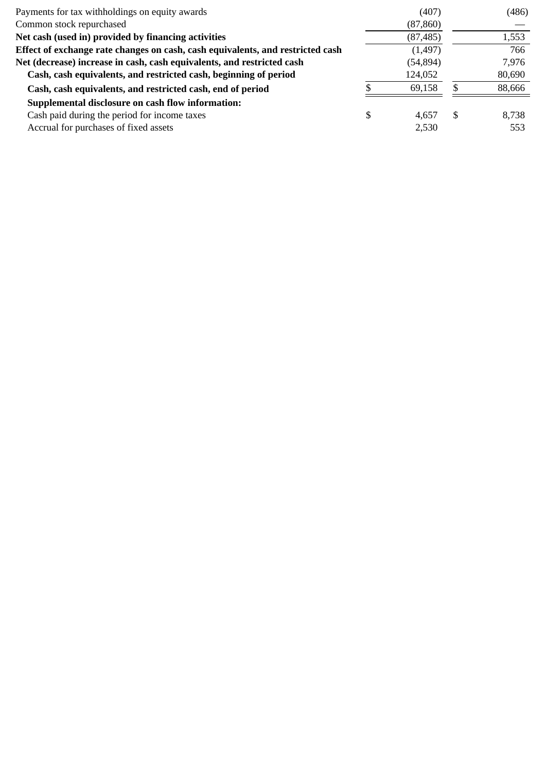| | | |
|---|---|---|
| Payments for tax withholdings on equity awards | (407) | (486) |
| Common stock repurchased | (87,860) | — |
| **Net cash (used in) provided by financing activities** | (87,485) | 1,553 |
| **Effect of exchange rate changes on cash, cash equivalents, and restricted cash** | (1,497) | 766 |
| **Net (decrease) increase in cash, cash equivalents, and restricted cash** | (54,894) | 7,976 |
| **Cash, cash equivalents, and restricted cash, beginning of period** | 124,052 | 80,690 |
| **Cash, cash equivalents, and restricted cash, end of period** | $ 69,158 | $ 88,666 |
| **Supplemental disclosure on cash flow information:** | | |
| Cash paid during the period for income taxes | $ 4,657 | $ 8,738 |
| Accrual for purchases of fixed assets | 2,530 | 553 |